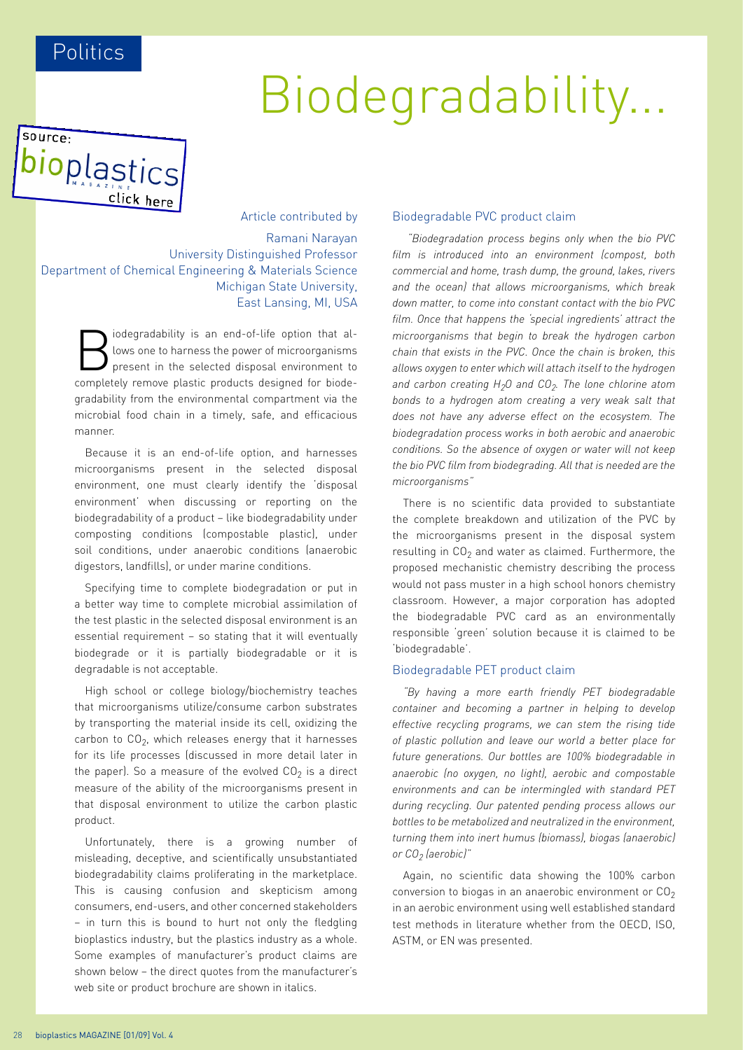# Biodegradability...

Article contributed by

Ramani Narayan
University Distinguished Professor
Department of Chemical Engineering & Materials Science
Michigan State University,
East Lansing, MI, USA

Biodegradability is an end-of-life option that allows one to harness the power of microorganisms present in the selected disposal environment to completely remove plastic products designed for biodegradability from the environmental compartment via the microbial food chain in a timely, safe, and efficacious manner.

Because it is an end-of-life option, and harnesses microorganisms present in the selected disposal environment, one must clearly identify the 'disposal environment' when discussing or reporting on the biodegradability of a product – like biodegradability under composting conditions (compostable plastic), under soil conditions, under anaerobic conditions (anaerobic digestors, landfills), or under marine conditions.

Specifying time to complete biodegradation or put in a better way time to complete microbial assimilation of the test plastic in the selected disposal environment is an essential requirement – so stating that it will eventually biodegrade or it is partially biodegradable or it is degradable is not acceptable.

High school or college biology/biochemistry teaches that microorganisms utilize/consume carbon substrates by transporting the material inside its cell, oxidizing the carbon to $CO_2$, which releases energy that it harnesses for its life processes (discussed in more detail later in the paper). So a measure of the evolved $CO_2$ is a direct measure of the ability of the microorganisms present in that disposal environment to utilize the carbon plastic product.

Unfortunately, there is a growing number of misleading, deceptive, and scientifically unsubstantiated biodegradability claims proliferating in the marketplace. This is causing confusion and skepticism among consumers, end-users, and other concerned stakeholders – in turn this is bound to hurt not only the fledgling bioplastics industry, but the plastics industry as a whole. Some examples of manufacturer's product claims are shown below – the direct quotes from the manufacturer's web site or product brochure are shown in italics.

### Biodegradable PVC product claim

*"Biodegradation process begins only when the bio PVC film is introduced into an environment (compost, both commercial and home, trash dump, the ground, lakes, rivers and the ocean) that allows microorganisms, which break down matter, to come into constant contact with the bio PVC film. Once that happens the 'special ingredients' attract the microorganisms that begin to break the hydrogen carbon chain that exists in the PVC. Once the chain is broken, this allows oxygen to enter which will attach itself to the hydrogen and carbon creating $H_2O$ and $CO_2$. The lone chlorine atom bonds to a hydrogen atom creating a very weak salt that does not have any adverse effect on the ecosystem. The biodegradation process works in both aerobic and anaerobic conditions. So the absence of oxygen or water will not keep the bio PVC film from biodegrading. All that is needed are the microorganisms"*

There is no scientific data provided to substantiate the complete breakdown and utilization of the PVC by the microorganisms present in the disposal system resulting in $CO_2$ and water as claimed. Furthermore, the proposed mechanistic chemistry describing the process would not pass muster in a high school honors chemistry classroom. However, a major corporation has adopted the biodegradable PVC card as an environmentally responsible 'green' solution because it is claimed to be 'biodegradable'.

### Biodegradable PET product claim

*"By having a more earth friendly PET biodegradable container and becoming a partner in helping to develop effective recycling programs, we can stem the rising tide of plastic pollution and leave our world a better place for future generations. Our bottles are 100% biodegradable in anaerobic (no oxygen, no light), aerobic and compostable environments and can be intermingled with standard PET during recycling. Our patented pending process allows our bottles to be metabolized and neutralized in the environment, turning them into inert humus (biomass), biogas (anaerobic) or $CO_2$ (aerobic)"*

Again, no scientific data showing the 100% carbon conversion to biogas in an anaerobic environment or $CO_2$ in an aerobic environment using well established standard test methods in literature whether from the OECD, ISO, ASTM, or EN was presented.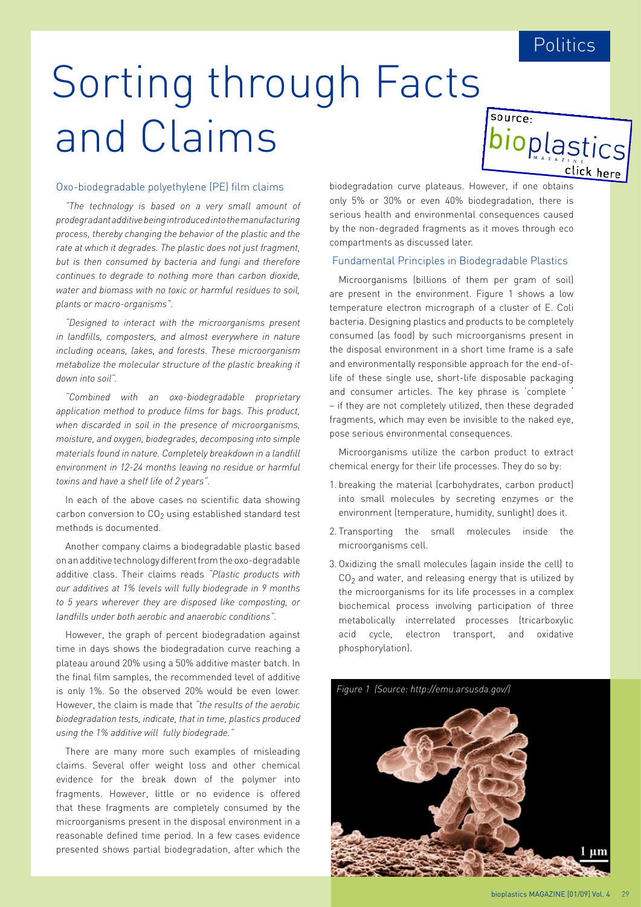# Sorting through Facts and Claims

## Oxo-biodegradable polyethylene (PE) film claims

*"The technology is based on a very small amount of prodegradant additive being introduced into the manufacturing process, thereby changing the behavior of the plastic and the rate at which it degrades. The plastic does not just fragment, but is then consumed by bacteria and fungi and therefore continues to degrade to nothing more than carbon dioxide, water and biomass with no toxic or harmful residues to soil, plants or macro-organisms".*

*"Designed to interact with the microorganisms present in landfills, composters, and almost everywhere in nature including oceans, lakes, and forests. These microorganism metabolize the molecular structure of the plastic breaking it down into soil".*

*"Combined with an oxo-biodegradable proprietary application method to produce films for bags. This product, when discarded in soil in the presence of microorganisms, moisture, and oxygen, biodegrades, decomposing into simple materials found in nature. Completely breakdown in a landfill environment in 12-24 months leaving no residue or harmful toxins and have a shelf life of 2 years".*

In each of the above cases no scientific data showing carbon conversion to $CO_2$ using established standard test methods is documented.

Another company claims a biodegradable plastic based on an additive technology different from the oxo-degradable additive class. Their claims reads *"Plastic products with our additives at 1% levels will fully biodegrade in 9 months to 5 years wherever they are disposed like composting, or landfills under both aerobic and anaerobic conditions".*

However, the graph of percent biodegradation against time in days shows the biodegradation curve reaching a plateau around 20% using a 50% additive master batch. In the final film samples, the recommended level of additive is only 1%. So the observed 20% would be even lower. However, the claim is made that *"the results of the aerobic biodegradation tests, indicate, that in time, plastics produced using the 1% additive will fully biodegrade."*

There are many more such examples of misleading claims. Several offer weight loss and other chemical evidence for the break down of the polymer into fragments. However, little or no evidence is offered that these fragments are completely consumed by the microorganisms present in the disposal environment in a reasonable defined time period. In a few cases evidence presented shows partial biodegradation, after which the biodegradation curve plateaus. However, if one obtains only 5% or 30% or even 40% biodegradation, there is serious health and environmental consequences caused by the non-degraded fragments as it moves through eco compartments as discussed later.

## Fundamental Principles in Biodegradable Plastics

Microorganisms (billions of them per gram of soil) are present in the environment. Figure 1 shows a low temperature electron micrograph of a cluster of E. Coli bacteria. Designing plastics and products to be completely consumed (as food) by such microorganisms present in the disposal environment in a short time frame is a safe and environmentally responsible approach for the end-of-life of these single use, short-life disposable packaging and consumer articles. The key phrase is 'complete ' – if they are not completely utilized, then these degraded fragments, which may even be invisible to the naked eye, pose serious environmental consequences.

Microorganisms utilize the carbon product to extract chemical energy for their life processes. They do so by:

1. breaking the material (carbohydrates, carbon product) into small molecules by secreting enzymes or the environment (temperature, humidity, sunlight) does it.
2. Transporting the small molecules inside the microorganisms cell.
3. Oxidizing the small molecules (again inside the cell) to $CO_2$ and water, and releasing energy that is utilized by the microorganisms for its life processes in a complex biochemical process involving participation of three metabolically interrelated processes (tricarboxylic acid cycle, electron transport, and oxidative phosphorylation).

*Figure 1 (Source: http://emu.arsusda.gov/)*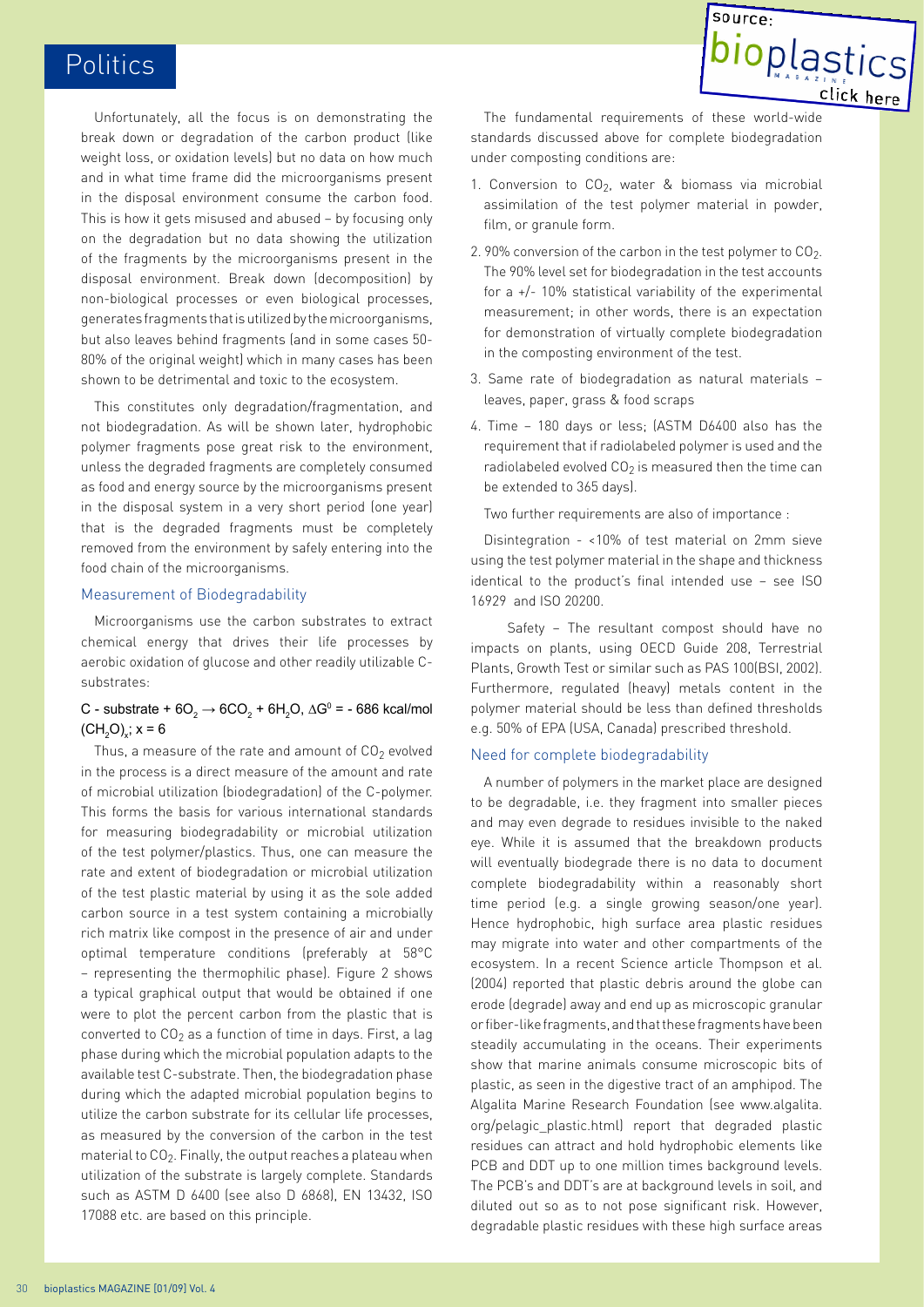Unfortunately, all the focus is on demonstrating the break down or degradation of the carbon product (like weight loss, or oxidation levels) but no data on how much and in what time frame did the microorganisms present in the disposal environment consume the carbon food. This is how it gets misused and abused – by focusing only on the degradation but no data showing the utilization of the fragments by the microorganisms present in the disposal environment. Break down (decomposition) by non-biological processes or even biological processes, generates fragments that is utilized by the microorganisms, but also leaves behind fragments (and in some cases 50-80% of the original weight) which in many cases has been shown to be detrimental and toxic to the ecosystem.

This constitutes only degradation/fragmentation, and not biodegradation. As will be shown later, hydrophobic polymer fragments pose great risk to the environment, unless the degraded fragments are completely consumed as food and energy source by the microorganisms present in the disposal system in a very short period (one year) that is the degraded fragments must be completely removed from the environment by safely entering into the food chain of the microorganisms.

## Measurement of Biodegradability

Microorganisms use the carbon substrates to extract chemical energy that drives their life processes by aerobic oxidation of glucose and other readily utilizable C-substrates:

$$\text{C - substrate} + 6O_2 \rightarrow 6CO_2 + 6H_2O, \; \Delta G^0 = -686 \text{ kcal/mol}$$

$$(CH_2O)_x; \; x = 6$$

Thus, a measure of the rate and amount of $CO_2$ evolved in the process is a direct measure of the amount and rate of microbial utilization (biodegradation) of the C-polymer. This forms the basis for various international standards for measuring biodegradability or microbial utilization of the test polymer/plastics. Thus, one can measure the rate and extent of biodegradation or microbial utilization of the test plastic material by using it as the sole added carbon source in a test system containing a microbially rich matrix like compost in the presence of air and under optimal temperature conditions (preferably at 58°C – representing the thermophilic phase). Figure 2 shows a typical graphical output that would be obtained if one were to plot the percent carbon from the plastic that is converted to $CO_2$ as a function of time in days. First, a lag phase during which the microbial population adapts to the available test C-substrate. Then, the biodegradation phase during which the adapted microbial population begins to utilize the carbon substrate for its cellular life processes, as measured by the conversion of the carbon in the test material to $CO_2$. Finally, the output reaches a plateau when utilization of the substrate is largely complete. Standards such as ASTM D 6400 (see also D 6868), EN 13432, ISO 17088 etc. are based on this principle.

The fundamental requirements of these world-wide standards discussed above for complete biodegradation under composting conditions are:

1. Conversion to $CO_2$, water & biomass via microbial assimilation of the test polymer material in powder, film, or granule form.
2. 90% conversion of the carbon in the test polymer to $CO_2$. The 90% level set for biodegradation in the test accounts for a +/- 10% statistical variability of the experimental measurement; in other words, there is an expectation for demonstration of virtually complete biodegradation in the composting environment of the test.
3. Same rate of biodegradation as natural materials – leaves, paper, grass & food scraps
4. Time – 180 days or less; (ASTM D6400 also has the requirement that if radiolabeled polymer is used and the radiolabeled evolved $CO_2$ is measured then the time can be extended to 365 days).

Two further requirements are also of importance :

Disintegration - <10% of test material on 2mm sieve using the test polymer material in the shape and thickness identical to the product's final intended use – see ISO 16929 and ISO 20200.

Safety – The resultant compost should have no impacts on plants, using OECD Guide 208, Terrestrial Plants, Growth Test or similar such as PAS 100(BSI, 2002). Furthermore, regulated (heavy) metals content in the polymer material should be less than defined thresholds e.g. 50% of EPA (USA, Canada) prescribed threshold.

## Need for complete biodegradability

A number of polymers in the market place are designed to be degradable, i.e. they fragment into smaller pieces and may even degrade to residues invisible to the naked eye. While it is assumed that the breakdown products will eventually biodegrade there is no data to document complete biodegradability within a reasonably short time period (e.g. a single growing season/one year). Hence hydrophobic, high surface area plastic residues may migrate into water and other compartments of the ecosystem. In a recent Science article Thompson et al. (2004) reported that plastic debris around the globe can erode (degrade) away and end up as microscopic granular or fiber-like fragments, and that these fragments have been steadily accumulating in the oceans. Their experiments show that marine animals consume microscopic bits of plastic, as seen in the digestive tract of an amphipod. The Algalita Marine Research Foundation (see www.algalita.org/pelagic_plastic.html) report that degraded plastic residues can attract and hold hydrophobic elements like PCB and DDT up to one million times background levels. The PCB's and DDT's are at background levels in soil, and diluted out so as to not pose significant risk. However, degradable plastic residues with these high surface areas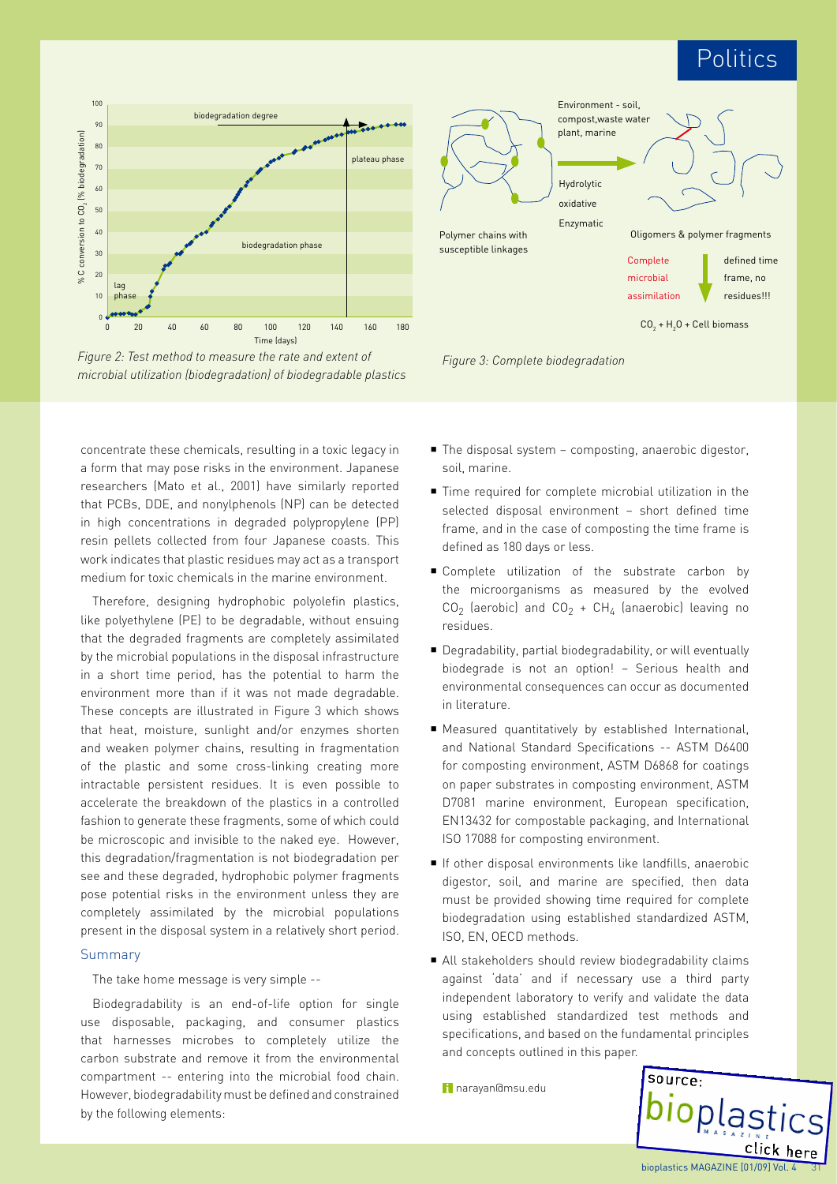Figure 2: Test method to measure the rate and extent of microbial utilization (biodegradation) of biodegradable plastics

Figure 3: Complete biodegradation

concentrate these chemicals, resulting in a toxic legacy in a form that may pose risks in the environment. Japanese researchers (Mato et al., 2001) have similarly reported that PCBs, DDE, and nonylphenols (NP) can be detected in high concentrations in degraded polypropylene (PP) resin pellets collected from four Japanese coasts. This work indicates that plastic residues may act as a transport medium for toxic chemicals in the marine environment.

Therefore, designing hydrophobic polyolefin plastics, like polyethylene (PE) to be degradable, without ensuing that the degraded fragments are completely assimilated by the microbial populations in the disposal infrastructure in a short time period, has the potential to harm the environment more than if it was not made degradable. These concepts are illustrated in Figure 3 which shows that heat, moisture, sunlight and/or enzymes shorten and weaken polymer chains, resulting in fragmentation of the plastic and some cross-linking creating more intractable persistent residues. It is even possible to accelerate the breakdown of the plastics in a controlled fashion to generate these fragments, some of which could be microscopic and invisible to the naked eye. However, this degradation/fragmentation is not biodegradation per see and these degraded, hydrophobic polymer fragments pose potential risks in the environment unless they are completely assimilated by the microbial populations present in the disposal system in a relatively short period.

## Summary

The take home message is very simple --

Biodegradability is an end-of-life option for single use disposable, packaging, and consumer plastics that harnesses microbes to completely utilize the carbon substrate and remove it from the environmental compartment -- entering into the microbial food chain. However, biodegradability must be defined and constrained by the following elements:

- The disposal system – composting, anaerobic digestor, soil, marine.
- Time required for complete microbial utilization in the selected disposal environment – short defined time frame, and in the case of composting the time frame is defined as 180 days or less.
- Complete utilization of the substrate carbon by the microorganisms as measured by the evolved $CO_2$ (aerobic) and $CO_2$ + $CH_4$ (anaerobic) leaving no residues.
- Degradability, partial biodegradability, or will eventually biodegrade is not an option! – Serious health and environmental consequences can occur as documented in literature.
- Measured quantitatively by established International, and National Standard Specifications -- ASTM D6400 for composting environment, ASTM D6868 for coatings on paper substrates in composting environment, ASTM D7081 marine environment, European specification, EN13432 for compostable packaging, and International ISO 17088 for composting environment.
- If other disposal environments like landfills, anaerobic digestor, soil, and marine are specified, then data must be provided showing time required for complete biodegradation using established standardized ASTM, ISO, EN, OECD methods.
- All stakeholders should review biodegradability claims against 'data' and if necessary use a third party independent laboratory to verify and validate the data using established standardized test methods and specifications, and based on the fundamental principles and concepts outlined in this paper.

narayan@msu.edu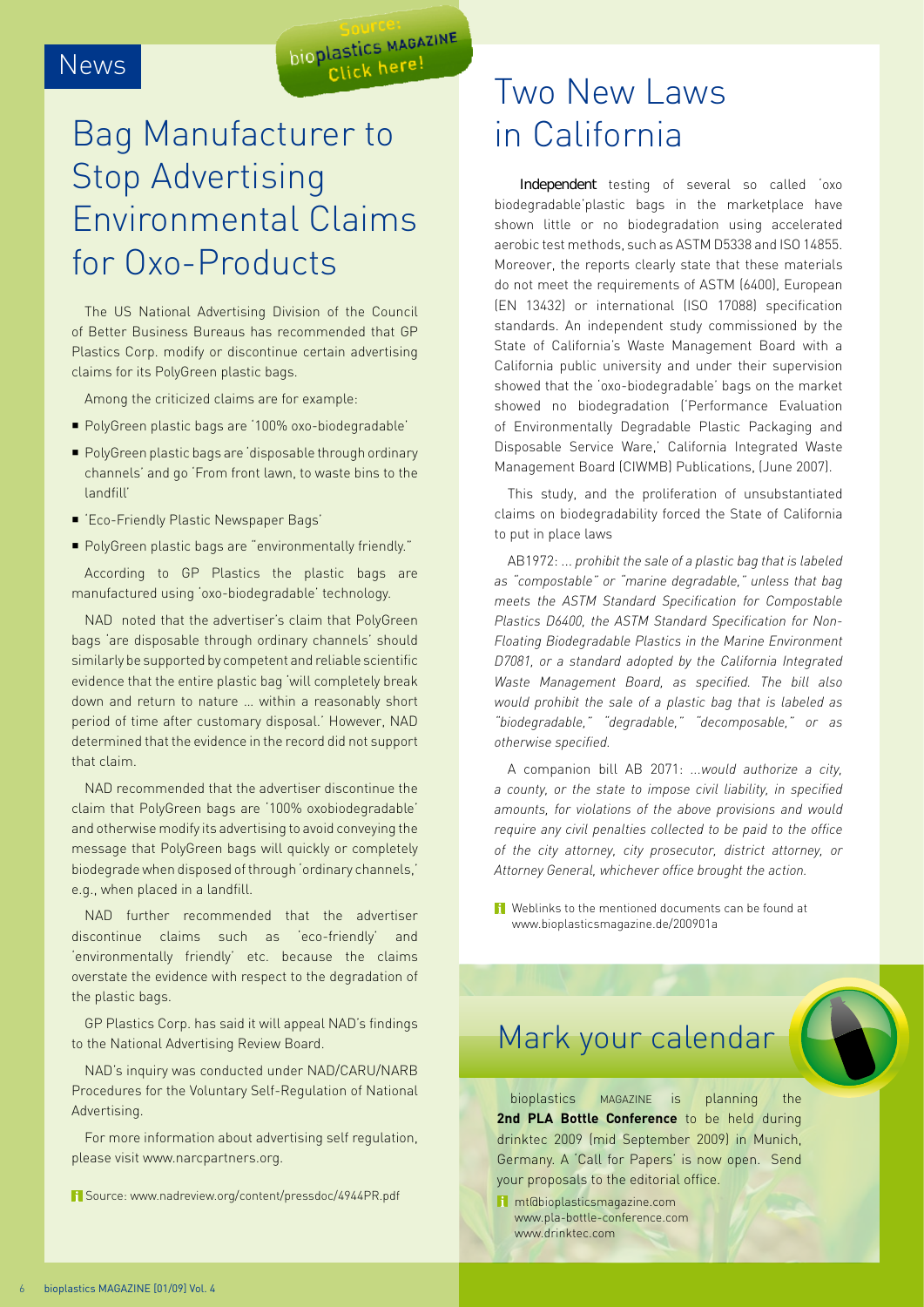News

Source: bioplastics MAGAZINE Click here!

# Bag Manufacturer to Stop Advertising Environmental Claims for Oxo-Products

The US National Advertising Division of the Council of Better Business Bureaus has recommended that GP Plastics Corp. modify or discontinue certain advertising claims for its PolyGreen plastic bags.

Among the criticized claims are for example:

- PolyGreen plastic bags are '100% oxo-biodegradable'
- PolyGreen plastic bags are 'disposable through ordinary channels' and go 'From front lawn, to waste bins to the landfill'
- 'Eco-Friendly Plastic Newspaper Bags'
- PolyGreen plastic bags are "environmentally friendly."

According to GP Plastics the plastic bags are manufactured using 'oxo-biodegradable' technology.

NAD noted that the advertiser's claim that PolyGreen bags 'are disposable through ordinary channels' should similarly be supported by competent and reliable scientific evidence that the entire plastic bag 'will completely break down and return to nature ... within a reasonably short period of time after customary disposal.' However, NAD determined that the evidence in the record did not support that claim.

NAD recommended that the advertiser discontinue the claim that PolyGreen bags are '100% oxobiodegradable' and otherwise modify its advertising to avoid conveying the message that PolyGreen bags will quickly or completely biodegrade when disposed of through 'ordinary channels,' e.g., when placed in a landfill.

NAD further recommended that the advertiser discontinue claims such as 'eco-friendly' and 'environmentally friendly' etc. because the claims overstate the evidence with respect to the degradation of the plastic bags.

GP Plastics Corp. has said it will appeal NAD's findings to the National Advertising Review Board.

NAD's inquiry was conducted under NAD/CARU/NARB Procedures for the Voluntary Self-Regulation of National Advertising.

For more information about advertising self regulation, please visit www.narcpartners.org.

Source: www.nadreview.org/content/pressdoc/4944PR.pdf

# Two New Laws in California

Independent testing of several so called 'oxo biodegradable'plastic bags in the marketplace have shown little or no biodegradation using accelerated aerobic test methods, such as ASTM D5338 and ISO 14855. Moreover, the reports clearly state that these materials do not meet the requirements of ASTM (6400), European (EN 13432) or international (ISO 17088) specification standards. An independent study commissioned by the State of California's Waste Management Board with a California public university and under their supervision showed that the 'oxo-biodegradable' bags on the market showed no biodegradation ('Performance Evaluation of Environmentally Degradable Plastic Packaging and Disposable Service Ware,' California Integrated Waste Management Board (CIWMB) Publications, (June 2007).

This study, and the proliferation of unsubstantiated claims on biodegradability forced the State of California to put in place laws

AB1972: *... prohibit the sale of a plastic bag that is labeled as "compostable" or "marine degradable," unless that bag meets the ASTM Standard Specification for Compostable Plastics D6400, the ASTM Standard Specification for Non-Floating Biodegradable Plastics in the Marine Environment D7081, or a standard adopted by the California Integrated Waste Management Board, as specified. The bill also would prohibit the sale of a plastic bag that is labeled as "biodegradable," "degradable," "decomposable," or as otherwise specified.*

A companion bill AB 2071: *...would authorize a city, a county, or the state to impose civil liability, in specified amounts, for violations of the above provisions and would require any civil penalties collected to be paid to the office of the city attorney, city prosecutor, district attorney, or Attorney General, whichever office brought the action.*

Weblinks to the mentioned documents can be found at www.bioplasticsmagazine.de/200901a

# Mark your calendar

bioplastics MAGAZINE is planning the **2nd PLA Bottle Conference** to be held during drinktec 2009 (mid September 2009) in Munich, Germany. A 'Call for Papers' is now open. Send your proposals to the editorial office.

mt@bioplasticsmagazine.com
www.pla-bottle-conference.com
www.drinktec.com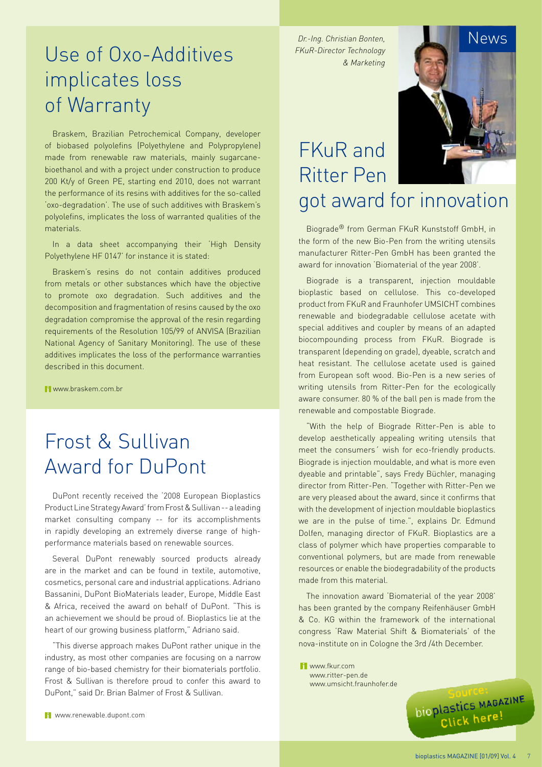# Use of Oxo-Additives implicates loss of Warranty

Braskem, Brazilian Petrochemical Company, developer of biobased polyolefins (Polyethylene and Polypropylene) made from renewable raw materials, mainly sugarcane-bioethanol and with a project under construction to produce 200 Kt/y of Green PE, starting end 2010, does not warrant the performance of its resins with additives for the so-called 'oxo-degradation'. The use of such additives with Braskem's polyolefins, implicates the loss of warranted qualities of the materials.

In a data sheet accompanying their 'High Density Polyethylene HF 0147' for instance it is stated:

Braskem's resins do not contain additives produced from metals or other substances which have the objective to promote oxo degradation. Such additives and the decomposition and fragmentation of resins caused by the oxo degradation compromise the approval of the resin regarding requirements of the Resolution 105/99 of ANVISA (Brazilian National Agency of Sanitary Monitoring). The use of these additives implicates the loss of the performance warranties described in this document.

www.braskem.com.br

# Frost & Sullivan Award for DuPont

DuPont recently received the '2008 European Bioplastics Product Line Strategy Award' from Frost & Sullivan -- a leading market consulting company -- for its accomplishments in rapidly developing an extremely diverse range of high-performance materials based on renewable sources.

Several DuPont renewably sourced products already are in the market and can be found in textile, automotive, cosmetics, personal care and industrial applications. Adriano Bassanini, DuPont BioMaterials leader, Europe, Middle East & Africa, received the award on behalf of DuPont. "This is an achievement we should be proud of. Bioplastics lie at the heart of our growing business platform," Adriano said.

"This diverse approach makes DuPont rather unique in the industry, as most other companies are focusing on a narrow range of bio-based chemistry for their biomaterials portfolio. Frost & Sullivan is therefore proud to confer this award to DuPont," said Dr. Brian Balmer of Frost & Sullivan.

www.renewable.dupont.com

*Dr.-Ing. Christian Bonten, FKuR-Director Technology & Marketing*

# FKuR and Ritter Pen got award for innovation

Biograde® from German FKuR Kunststoff GmbH, in the form of the new Bio-Pen from the writing utensils manufacturer Ritter-Pen GmbH has been granted the award for innovation 'Biomaterial of the year 2008'.

Biograde is a transparent, injection mouldable bioplastic based on cellulose. This co-developed product from FKuR and Fraunhofer UMSICHT combines renewable and biodegradable cellulose acetate with special additives and coupler by means of an adapted biocompounding process from FKuR. Biograde is transparent (depending on grade), dyeable, scratch and heat resistant. The cellulose acetate used is gained from European soft wood. Bio-Pen is a new series of writing utensils from Ritter-Pen for the ecologically aware consumer. 80 % of the ball pen is made from the renewable and compostable Biograde.

"With the help of Biograde Ritter-Pen is able to develop aesthetically appealing writing utensils that meet the consumers´ wish for eco-friendly products. Biograde is injection mouldable, and what is more even dyeable and printable", says Fredy Büchler, managing director from Ritter-Pen. "Together with Ritter-Pen we are very pleased about the award, since it confirms that with the development of injection mouldable bioplastics we are in the pulse of time.", explains Dr. Edmund Dolfen, managing director of FKuR. Bioplastics are a class of polymer which have properties comparable to conventional polymers, but are made from renewable resources or enable the biodegradability of the products made from this material.

The innovation award 'Biomaterial of the year 2008' has been granted by the company Reifenhäuser GmbH & Co. KG within the framework of the international congress 'Raw Material Shift & Biomaterials' of the nova-institute on in Cologne the 3rd /4th December.

www.fkur.com
www.ritter-pen.de
www.umsicht.fraunhofer.de